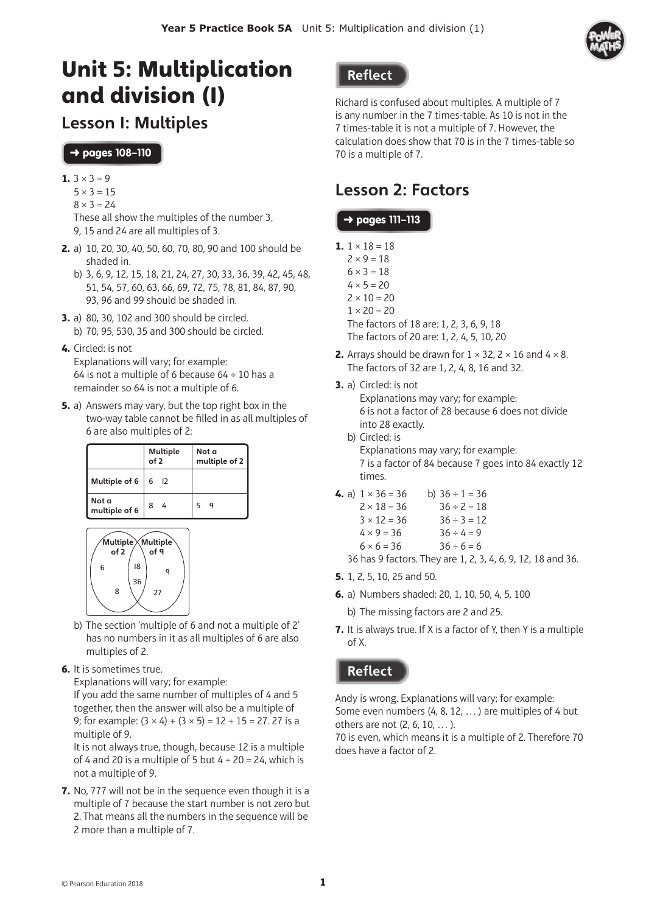# Unit 5: Multiplication and division (1)

## Lesson 1: Multiples

**→ pages 108–110**

**1.** $3 \times 3 = 9$
$5 \times 3 = 15$
$8 \times 3 = 24$
These all show the multiples of the number 3.
9, 15 and 24 are all multiples of 3.

**2.** a) 10, 20, 30, 40, 50, 60, 70, 80, 90 and 100 should be shaded in.
b) 3, 6, 9, 12, 15, 18, 21, 24, 27, 30, 33, 36, 39, 42, 45, 48, 51, 54, 57, 60, 63, 66, 69, 72, 75, 78, 81, 84, 87, 90, 93, 96 and 99 should be shaded in.

**3.** a) 80, 30, 102 and 300 should be circled.
b) 70, 95, 530, 35 and 300 should be circled.

**4.** Circled: is not
Explanations will vary; for example:
64 is not a multiple of 6 because $64 \div 10$ has a remainder so 64 is not a multiple of 6.

**5.** a) Answers may vary, but the top right box in the two-way table cannot be filled in as all multiples of 6 are also multiples of 2:

| | Multiple of 2 | Not a multiple of 2 |
|---|---|---|
| Multiple of 6 | 6 12 | |
| Not a multiple of 6 | 8 4 | 5 9 |

Venn diagram: Multiple of 2 only: 6, 8; Multiple of 2 and Multiple of 9: 18, 36; Multiple of 9 only: 9, 27

b) The section 'multiple of 6 and not a multiple of 2' has no numbers in it as all multiples of 6 are also multiples of 2.

**6.** It is sometimes true.
Explanations will vary; for example:
If you add the same number of multiples of 4 and 5 together, then the answer will also be a multiple of 9; for example: $(3 \times 4) + (3 \times 5) = 12 + 15 = 27$. 27 is a multiple of 9.
It is not always true, though, because 12 is a multiple of 4 and 20 is a multiple of 5 but $4 + 20 = 24$, which is not a multiple of 9.

**7.** No, 777 will not be in the sequence even though it is a multiple of 7 because the start number is not zero but 2. That means all the numbers in the sequence will be 2 more than a multiple of 7.

### Reflect

Richard is confused about multiples. A multiple of 7 is any number in the 7 times-table. As 10 is not in the 7 times-table it is not a multiple of 7. However, the calculation does show that 70 is in the 7 times-table so 70 is a multiple of 7.

## Lesson 2: Factors

**→ pages 111–113**

**1.** $1 \times 18 = 18$
$2 \times 9 = 18$
$6 \times 3 = 18$
$4 \times 5 = 20$
$2 \times 10 = 20$
$1 \times 20 = 20$
The factors of 18 are: 1, 2, 3, 6, 9, 18
The factors of 20 are: 1, 2, 4, 5, 10, 20

**2.** Arrays should be drawn for $1 \times 32$, $2 \times 16$ and $4 \times 8$.
The factors of 32 are 1, 2, 4, 8, 16 and 32.

**3.** a) Circled: is not
Explanations may vary; for example:
6 is not a factor of 28 because 6 does not divide into 28 exactly.
b) Circled: is
Explanations may vary; for example:
7 is a factor of 84 because 7 goes into 84 exactly 12 times.

**4.** a) $1 \times 36 = 36$
$2 \times 18 = 36$
$3 \times 12 = 36$
$4 \times 9 = 36$
$6 \times 6 = 36$

b) $36 \div 1 = 36$
$36 \div 2 = 18$
$36 \div 3 = 12$
$36 \div 4 = 9$
$36 \div 6 = 6$

36 has 9 factors. They are 1, 2, 3, 4, 6, 9, 12, 18 and 36.

**5.** 1, 2, 5, 10, 25 and 50.

**6.** a) Numbers shaded: 20, 1, 10, 50, 4, 5, 100
b) The missing factors are 2 and 25.

**7.** It is always true. If X is a factor of Y, then Y is a multiple of X.

### Reflect

Andy is wrong. Explanations will vary; for example:
Some even numbers (4, 8, 12, … ) are multiples of 4 but others are not (2, 6, 10, … ).
70 is even, which means it is a multiple of 2. Therefore 70 does have a factor of 2.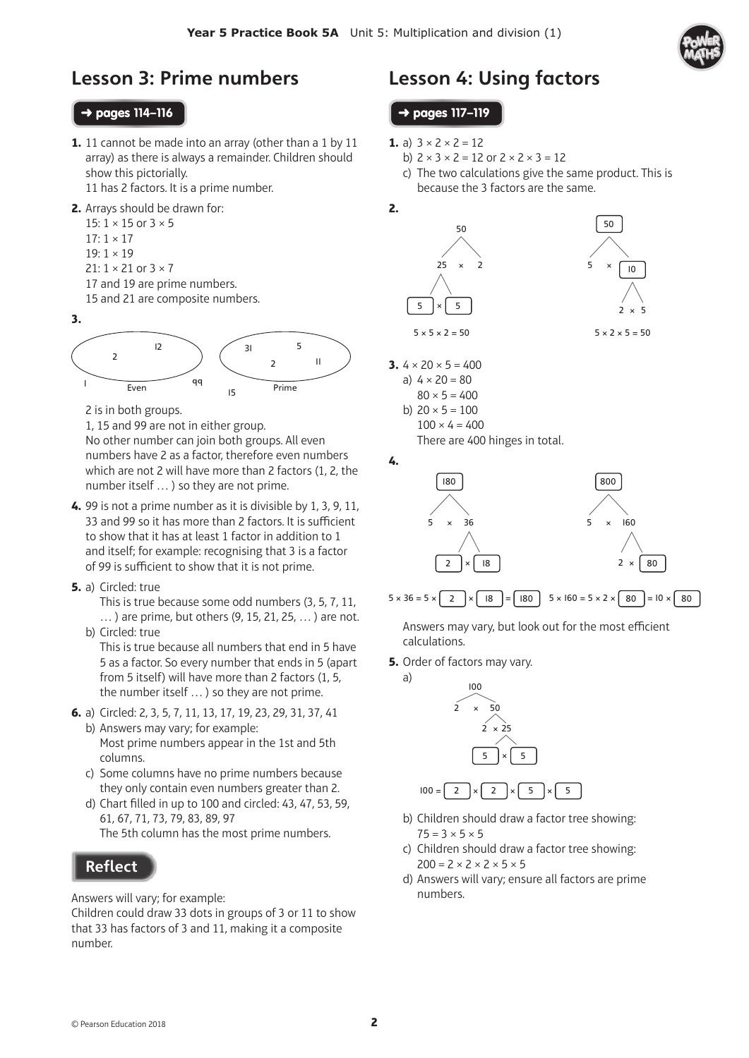# Lesson 3: Prime numbers

**→ pages 114–116**

1. 11 cannot be made into an array (other than a 1 by 11 array) as there is always a remainder. Children should show this pictorially.
   11 has 2 factors. It is a prime number.
2. Arrays should be drawn for:
   15: 1 × 15 or 3 × 5
   17: 1 × 17
   19: 1 × 19
   21: 1 × 21 or 3 × 7
   17 and 19 are prime numbers.
   15 and 21 are composite numbers.
3. Even: 2, 12 — Prime: 31, 5, 2, 11 — Outside: 1, 99, 15

   2 is in both groups.
   1, 15 and 99 are not in either group.
   No other number can join both groups. All even numbers have 2 as a factor, therefore even numbers which are not 2 will have more than 2 factors (1, 2, the number itself … ) so they are not prime.
4. 99 is not a prime number as it is divisible by 1, 3, 9, 11, 33 and 99 so it has more than 2 factors. It is sufficient to show that it has at least 1 factor in addition to 1 and itself; for example: recognising that 3 is a factor of 99 is sufficient to show that it is not prime.
5. a) Circled: true
   This is true because some odd numbers (3, 5, 7, 11, … ) are prime, but others (9, 15, 21, 25, … ) are not.
   b) Circled: true
   This is true because all numbers that end in 5 have 5 as a factor. So every number that ends in 5 (apart from 5 itself) will have more than 2 factors (1, 5, the number itself … ) so they are not prime.
6. a) Circled: 2, 3, 5, 7, 11, 13, 17, 19, 23, 29, 31, 37, 41
   b) Answers may vary; for example:
   Most prime numbers appear in the 1st and 5th columns.
   c) Some columns have no prime numbers because they only contain even numbers greater than 2.
   d) Chart filled in up to 100 and circled: 43, 47, 53, 59, 61, 67, 71, 73, 79, 83, 89, 97
   The 5th column has the most prime numbers.

## Reflect

Answers will vary; for example:
Children could draw 33 dots in groups of 3 or 11 to show that 33 has factors of 3 and 11, making it a composite number.

# Lesson 4: Using factors

**→ pages 117–119**

1. a) 3 × 2 × 2 = 12
   b) 2 × 3 × 2 = 12 or 2 × 2 × 3 = 12
   c) The two calculations give the same product. This is because the 3 factors are the same.
2. 50 = 25 × 2; 25 = 5 × 5
   5 × 5 × 2 = 50

   50 = 5 × 10; 10 = 2 × 5
   5 × 2 × 5 = 50
3. 4 × 20 × 5 = 400
   a) 4 × 20 = 80
   80 × 5 = 400
   b) 20 × 5 = 100
   100 × 4 = 400
   There are 400 hinges in total.
4. 180 = 5 × 36; 36 = 2 × 18

   5 × 36 = 5 × 2 × 18 = 180

   800 = 5 × 160; 160 = 2 × 80

   5 × 160 = 5 × 2 × 80 = 10 × 80

   Answers may vary, but look out for the most efficient calculations.
5. Order of factors may vary.
   a) 100 = 2 × 50; 50 = 2 × 25; 25 = 5 × 5

   100 = 2 × 2 × 5 × 5

   b) Children should draw a factor tree showing:
   75 = 3 × 5 × 5
   c) Children should draw a factor tree showing:
   200 = 2 × 2 × 2 × 5 × 5
   d) Answers will vary; ensure all factors are prime numbers.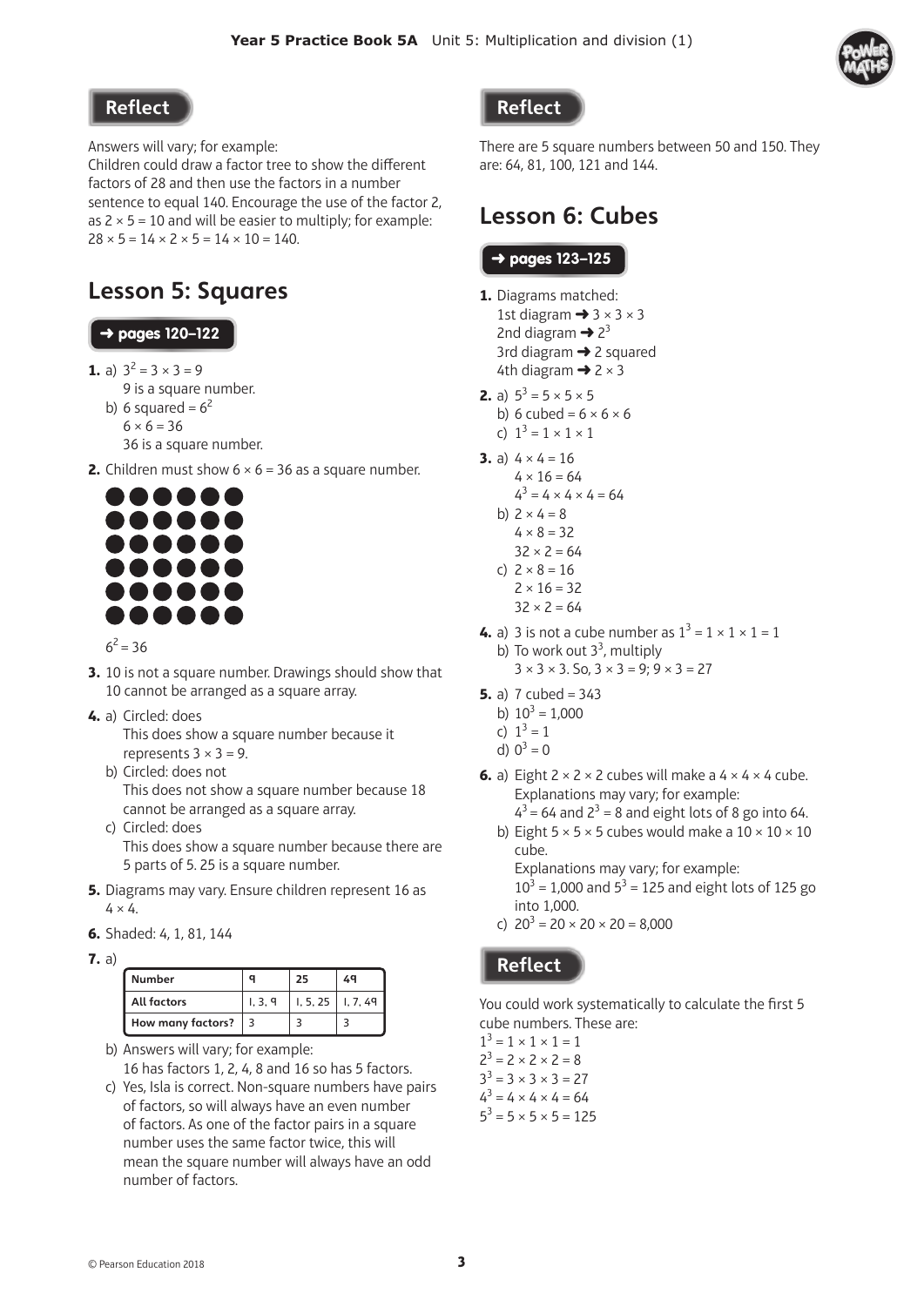## Reflect

Answers will vary; for example:
Children could draw a factor tree to show the different factors of 28 and then use the factors in a number sentence to equal 140. Encourage the use of the factor 2, as $2 \times 5 = 10$ and will be easier to multiply; for example: $28 \times 5 = 14 \times 2 \times 5 = 14 \times 10 = 140$.

## Lesson 5: Squares

**➜ pages 120–122**

**1.** a) $3^2 = 3 \times 3 = 9$
9 is a square number.
b) 6 squared = $6^2$
$6 \times 6 = 36$
36 is a square number.

**2.** Children must show $6 \times 6 = 36$ as a square number.

$6^2 = 36$

**3.** 10 is not a square number. Drawings should show that 10 cannot be arranged as a square array.

**4.** a) Circled: does
This does show a square number because it represents $3 \times 3 = 9$.
b) Circled: does not
This does not show a square number because 18 cannot be arranged as a square array.
c) Circled: does
This does show a square number because there are 5 parts of 5. 25 is a square number.

**5.** Diagrams may vary. Ensure children represent 16 as $4 \times 4$.

**6.** Shaded: 4, 1, 81, 144

**7.** a)

| Number | 9 | 25 | 49 |
|---|---|---|---|
| All factors | 1, 3, 9 | 1, 5, 25 | 1, 7, 49 |
| How many factors? | 3 | 3 | 3 |

b) Answers will vary; for example:
16 has factors 1, 2, 4, 8 and 16 so has 5 factors.
c) Yes, Isla is correct. Non-square numbers have pairs of factors, so will always have an even number of factors. As one of the factor pairs in a square number uses the same factor twice, this will mean the square number will always have an odd number of factors.

## Reflect

There are 5 square numbers between 50 and 150. They are: 64, 81, 100, 121 and 144.

## Lesson 6: Cubes

**➜ pages 123–125**

**1.** Diagrams matched:
1st diagram ➜ $3 \times 3 \times 3$
2nd diagram ➜ $2^3$
3rd diagram ➜ 2 squared
4th diagram ➜ $2 \times 3$

**2.** a) $5^3 = 5 \times 5 \times 5$
b) 6 cubed = $6 \times 6 \times 6$
c) $1^3 = 1 \times 1 \times 1$

**3.** a) $4 \times 4 = 16$
$4 \times 16 = 64$
$4^3 = 4 \times 4 \times 4 = 64$
b) $2 \times 4 = 8$
$4 \times 8 = 32$
$32 \times 2 = 64$
c) $2 \times 8 = 16$
$2 \times 16 = 32$
$32 \times 2 = 64$

**4.** a) 3 is not a cube number as $1^3 = 1 \times 1 \times 1 = 1$
b) To work out $3^3$, multiply
$3 \times 3 \times 3$. So, $3 \times 3 = 9$; $9 \times 3 = 27$

**5.** a) 7 cubed = 343
b) $10^3 = 1{,}000$
c) $1^3 = 1$
d) $0^3 = 0$

**6.** a) Eight $2 \times 2 \times 2$ cubes will make a $4 \times 4 \times 4$ cube.
Explanations may vary; for example:
$4^3 = 64$ and $2^3 = 8$ and eight lots of 8 go into 64.
b) Eight $5 \times 5 \times 5$ cubes would make a $10 \times 10 \times 10$ cube.
Explanations may vary; for example:
$10^3 = 1{,}000$ and $5^3 = 125$ and eight lots of 125 go into 1,000.
c) $20^3 = 20 \times 20 \times 20 = 8{,}000$

## Reflect

You could work systematically to calculate the first 5 cube numbers. These are:
$1^3 = 1 \times 1 \times 1 = 1$
$2^3 = 2 \times 2 \times 2 = 8$
$3^3 = 3 \times 3 \times 3 = 27$
$4^3 = 4 \times 4 \times 4 = 64$
$5^3 = 5 \times 5 \times 5 = 125$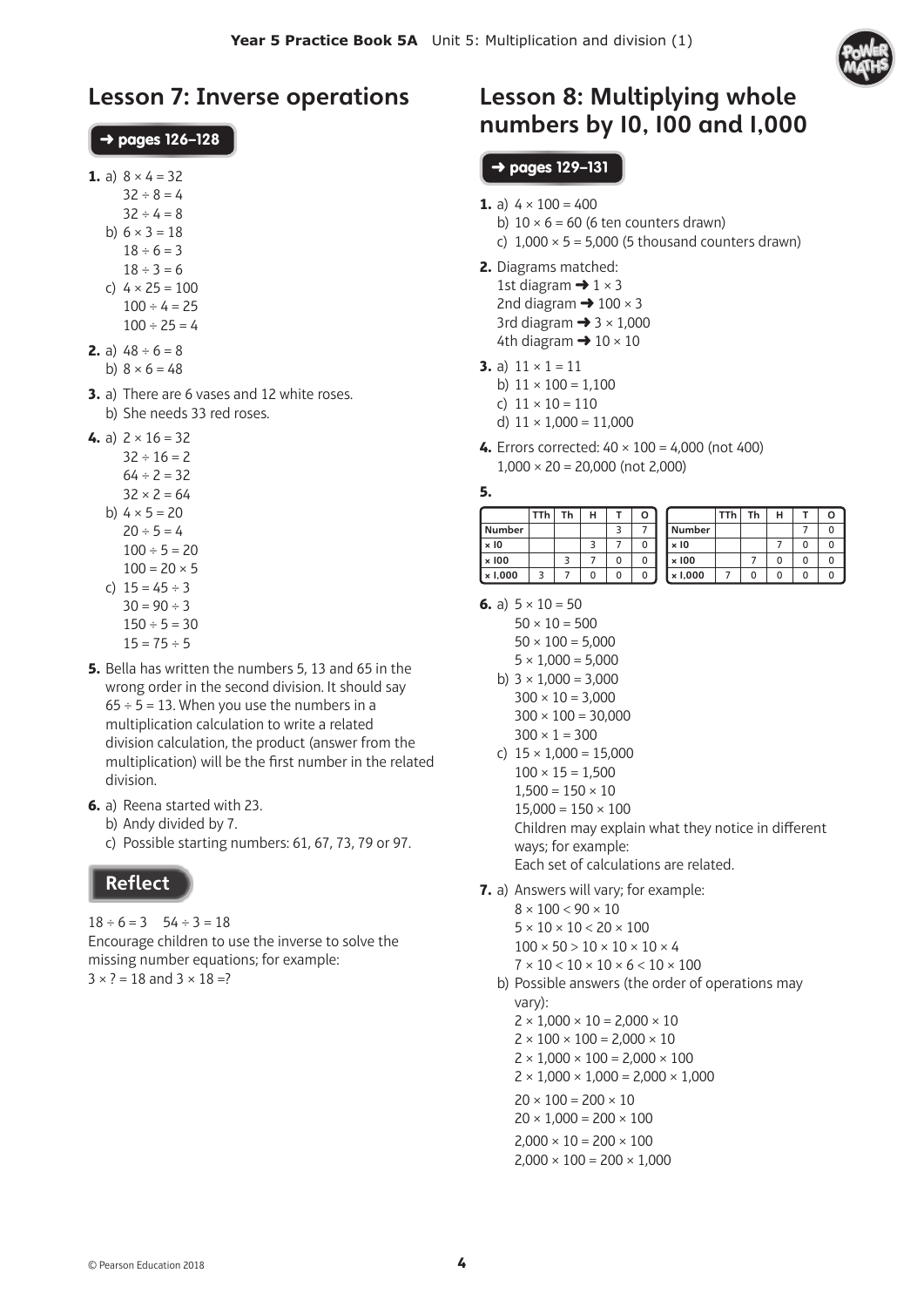## Lesson 7: Inverse operations

**→ pages 126–128**

**1.** a) $8 \times 4 = 32$
$32 \div 8 = 4$
$32 \div 4 = 8$

b) $6 \times 3 = 18$
$18 \div 6 = 3$
$18 \div 3 = 6$

c) $4 \times 25 = 100$
$100 \div 4 = 25$
$100 \div 25 = 4$

**2.** a) $48 \div 6 = 8$
b) $8 \times 6 = 48$

**3.** a) There are 6 vases and 12 white roses.
b) She needs 33 red roses.

**4.** a) $2 \times 16 = 32$
$32 \div 16 = 2$
$64 \div 2 = 32$
$32 \times 2 = 64$

b) $4 \times 5 = 20$
$20 \div 5 = 4$
$100 \div 5 = 20$
$100 = 20 \times 5$

c) $15 = 45 \div 3$
$30 = 90 \div 3$
$150 \div 5 = 30$
$15 = 75 \div 5$

**5.** Bella has written the numbers 5, 13 and 65 in the wrong order in the second division. It should say $65 \div 5 = 13$. When you use the numbers in a multiplication calculation to write a related division calculation, the product (answer from the multiplication) will be the first number in the related division.

**6.** a) Reena started with 23.
b) Andy divided by 7.
c) Possible starting numbers: 61, 67, 73, 79 or 97.

### Reflect

$18 \div 6 = 3 \quad 54 \div 3 = 18$

Encourage children to use the inverse to solve the missing number equations; for example:
$3 \times ? = 18$ and $3 \times 18 = ?$

## Lesson 8: Multiplying whole numbers by 10, 100 and 1,000

**→ pages 129–131**

**1.** a) $4 \times 100 = 400$
b) $10 \times 6 = 60$ (6 ten counters drawn)
c) $1,000 \times 5 = 5,000$ (5 thousand counters drawn)

**2.** Diagrams matched:
1st diagram → $1 \times 3$
2nd diagram → $100 \times 3$
3rd diagram → $3 \times 1,000$
4th diagram → $10 \times 10$

**3.** a) $11 \times 1 = 11$
b) $11 \times 100 = 1,100$
c) $11 \times 10 = 110$
d) $11 \times 1,000 = 11,000$

**4.** Errors corrected: $40 \times 100 = 4,000$ (not 400)
$1,000 \times 20 = 20,000$ (not 2,000)

**5.**

| | TTh | Th | H | T | O |
|---|---|---|---|---|---|
| Number | | | | 3 | 7 |
| × 10 | | | 3 | 7 | 0 |
| × 100 | | 3 | 7 | 0 | 0 |
| × 1,000 | 3 | 7 | 0 | 0 | 0 |

| | TTh | Th | H | T | O |
|---|---|---|---|---|---|
| Number | | | | 7 | 0 |
| × 10 | | | 7 | 0 | 0 |
| × 100 | | 7 | 0 | 0 | 0 |
| × 1,000 | 7 | 0 | 0 | 0 | 0 |

**6.** a) $5 \times 10 = 50$
$50 \times 10 = 500$
$50 \times 100 = 5,000$
$5 \times 1,000 = 5,000$

b) $3 \times 1,000 = 3,000$
$300 \times 10 = 3,000$
$300 \times 100 = 30,000$
$300 \times 1 = 300$

c) $15 \times 1,000 = 15,000$
$100 \times 15 = 1,500$
$1,500 = 150 \times 10$
$15,000 = 150 \times 100$

Children may explain what they notice in different ways; for example:
Each set of calculations are related.

**7.** a) Answers will vary; for example:
$8 \times 100 < 90 \times 10$
$5 \times 10 \times 10 < 20 \times 100$
$100 \times 50 > 10 \times 10 \times 10 \times 4$
$7 \times 10 < 10 \times 10 \times 6 < 10 \times 100$

b) Possible answers (the order of operations may vary):
$2 \times 1,000 \times 10 = 2,000 \times 10$
$2 \times 100 \times 100 = 2,000 \times 10$
$2 \times 1,000 \times 100 = 2,000 \times 100$
$2 \times 1,000 \times 1,000 = 2,000 \times 1,000$

$20 \times 100 = 200 \times 10$
$20 \times 1,000 = 200 \times 100$

$2,000 \times 10 = 200 \times 100$
$2,000 \times 100 = 200 \times 1,000$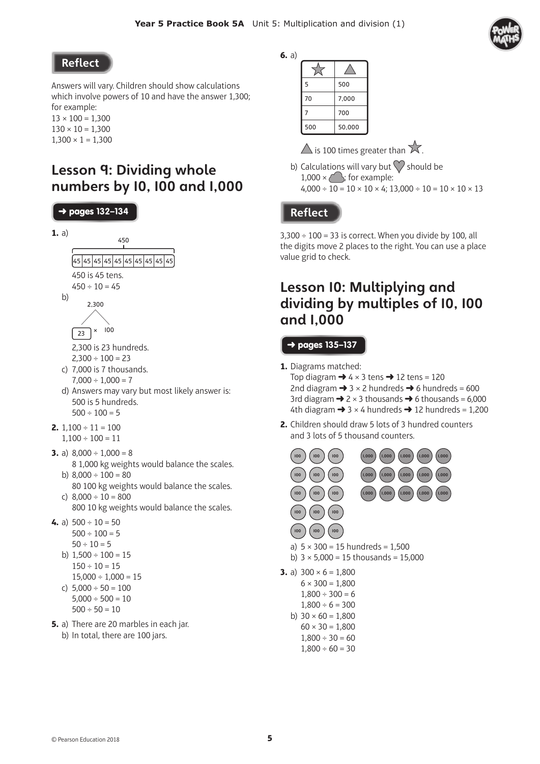## Reflect

Answers will vary. Children should show calculations which involve powers of 10 and have the answer 1,300; for example:
13 × 100 = 1,300
130 × 10 = 1,300
1,300 × 1 = 1,300

## Lesson 9: Dividing whole numbers by 10, 100 and 1,000

**→ pages 132–134**

**1.** a)

450

| 45 | 45 | 45 | 45 | 45 | 45 | 45 | 45 | 45 | 45 |
|---|---|---|---|---|---|---|---|---|---|

450 is 45 tens.
450 ÷ 10 = 45

b)

2,300
23 × 100

2,300 is 23 hundreds.
2,300 ÷ 100 = 23

c) 7,000 is 7 thousands.
7,000 ÷ 1,000 = 7

d) Answers may vary but most likely answer is:
500 is 5 hundreds.
500 ÷ 100 = 5

**2.** 1,100 ÷ 11 = 100
1,100 ÷ 100 = 11

**3.** a) 8,000 ÷ 1,000 = 8
8 1,000 kg weights would balance the scales.
b) 8,000 ÷ 100 = 80
80 100 kg weights would balance the scales.
c) 8,000 ÷ 10 = 800
800 10 kg weights would balance the scales.

**4.** a) 500 ÷ 10 = 50
500 ÷ 100 = 5
50 ÷ 10 = 5
b) 1,500 ÷ 100 = 15
150 ÷ 10 = 15
15,000 ÷ 1,000 = 15
c) 5,000 ÷ 50 = 100
5,000 ÷ 500 = 10
500 ÷ 50 = 10

**5.** a) There are 20 marbles in each jar.
b) In total, there are 100 jars.

**6.** a)

| ☆ | △ |
|---|---|
| 5 | 500 |
| 70 | 7,000 |
| 7 | 700 |
| 500 | 50,000 |

△ is 100 times greater than ☆.

b) Calculations will vary but ♡ should be 1,000 × ☁; for example:
4,000 ÷ 10 = 10 × 10 × 4; 13,000 ÷ 10 = 10 × 10 × 13

## Reflect

3,300 ÷ 100 = 33 is correct. When you divide by 100, all the digits move 2 places to the right. You can use a place value grid to check.

## Lesson 10: Multiplying and dividing by multiples of 10, 100 and 1,000

**→ pages 135–137**

**1.** Diagrams matched:
Top diagram → 4 × 3 tens → 12 tens = 120
2nd diagram → 3 × 2 hundreds → 6 hundreds = 600
3rd diagram → 2 × 3 thousands → 6 thousands = 6,000
4th diagram → 3 × 4 hundreds → 12 hundreds = 1,200

**2.** Children should draw 5 lots of 3 hundred counters and 3 lots of 5 thousand counters.

| 100 | 100 | 100 |
|---|---|---|
| 100 | 100 | 100 |
| 100 | 100 | 100 |
| 100 | 100 | 100 |
| 100 | 100 | 100 |

| 1,000 | 1,000 | 1,000 | 1,000 | 1,000 |
|---|---|---|---|---|
| 1,000 | 1,000 | 1,000 | 1,000 | 1,000 |
| 1,000 | 1,000 | 1,000 | 1,000 | 1,000 |

a) 5 × 300 = 15 hundreds = 1,500
b) 3 × 5,000 = 15 thousands = 15,000

**3.** a) 300 × 6 = 1,800
6 × 300 = 1,800
1,800 ÷ 300 = 6
1,800 ÷ 6 = 300
b) 30 × 60 = 1,800
60 × 30 = 1,800
1,800 ÷ 30 = 60
1,800 ÷ 60 = 30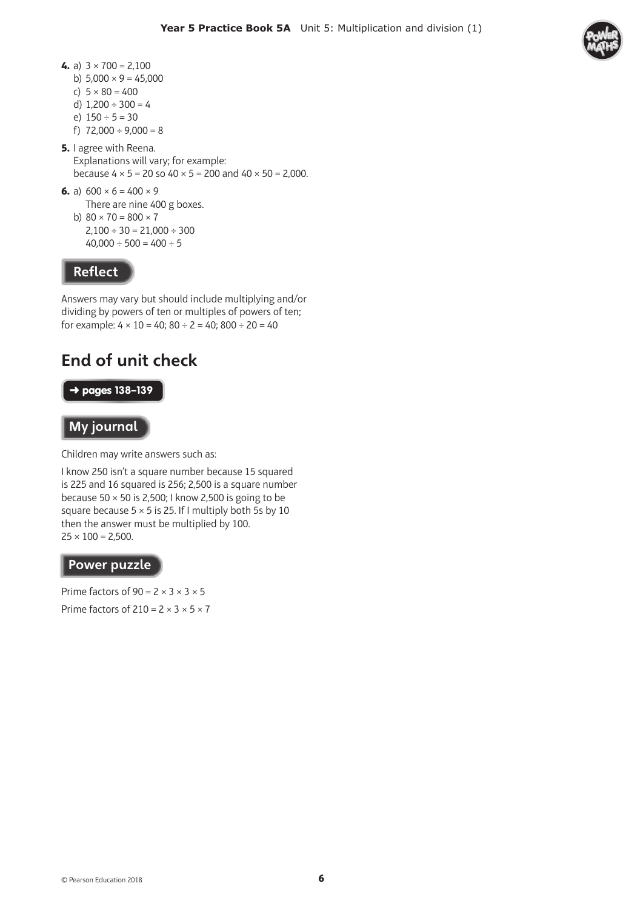**4.** a) $3 \times 700 = 2,100$
b) $5,000 \times 9 = 45,000$
c) $5 \times 80 = 400$
d) $1,200 \div 300 = 4$
e) $150 \div 5 = 30$
f) $72,000 \div 9,000 = 8$

**5.** I agree with Reena.
Explanations will vary; for example:
because $4 \times 5 = 20$ so $40 \times 5 = 200$ and $40 \times 50 = 2,000$.

**6.** a) $600 \times 6 = 400 \times 9$
There are nine 400 g boxes.
b) $80 \times 70 = 800 \times 7$
$2,100 \div 30 = 21,000 \div 300$
$40,000 \div 500 = 400 \div 5$

### Reflect

Answers may vary but should include multiplying and/or dividing by powers of ten or multiples of powers of ten; for example: $4 \times 10 = 40$; $80 \div 2 = 40$; $800 \div 20 = 40$

## End of unit check

**→ pages 138–139**

### My journal

Children may write answers such as:

I know 250 isn't a square number because 15 squared is 225 and 16 squared is 256; 2,500 is a square number because $50 \times 50$ is 2,500; I know 2,500 is going to be square because $5 \times 5$ is 25. If I multiply both 5s by 10 then the answer must be multiplied by 100.
$25 \times 100 = 2,500$.

### Power puzzle

Prime factors of $90 = 2 \times 3 \times 3 \times 5$

Prime factors of $210 = 2 \times 3 \times 5 \times 7$